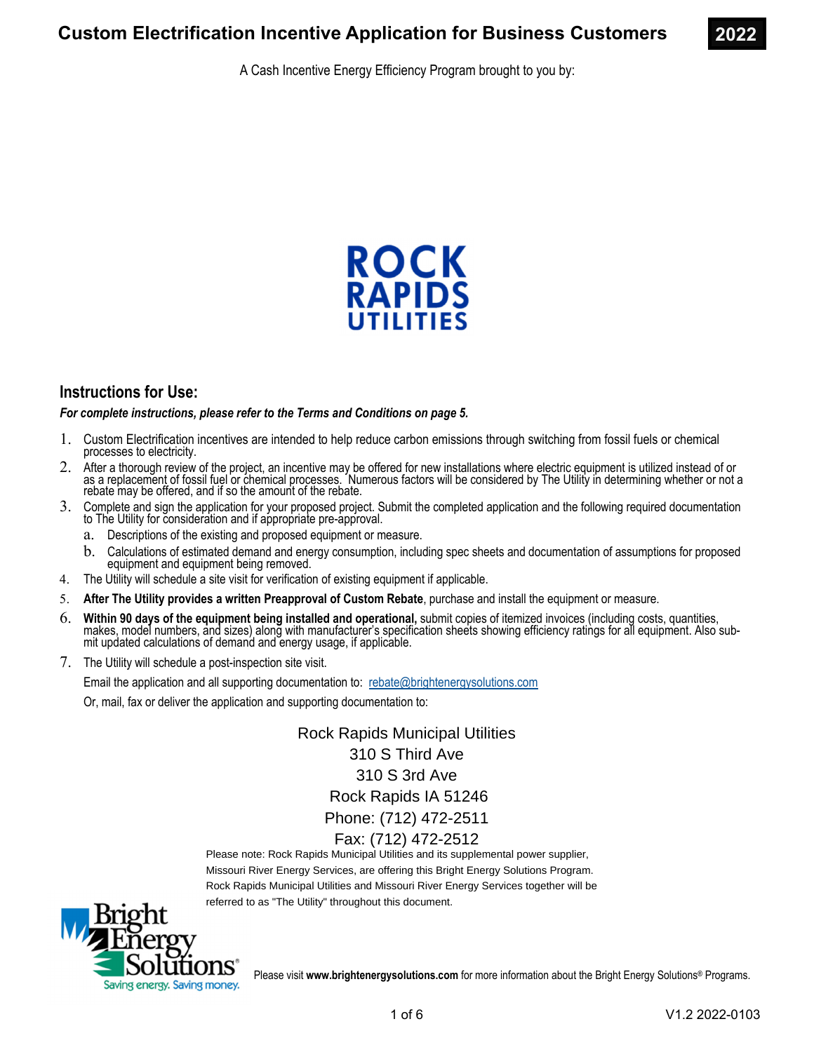# Custom Electrification Incentive Application for Business Customers

**2022**

A Cash Incentive Energy Efficiency Program brought to you by:

ROCK RAPIDS UTILITIES

## Instructions for Use:

***For complete instructions, please refer to the Terms and Conditions on page 5.***

1. Custom Electrification incentives are intended to help reduce carbon emissions through switching from fossil fuels or chemical processes to electricity.
2. After a thorough review of the project, an incentive may be offered for new installations where electric equipment is utilized instead of or as a replacement of fossil fuel or chemical processes. Numerous factors will be considered by The Utility in determining whether or not a rebate may be offered, and if so the amount of the rebate.
3. Complete and sign the application for your proposed project. Submit the completed application and the following required documentation to The Utility for consideration and if appropriate pre-approval.
   a. Descriptions of the existing and proposed equipment or measure.
   b. Calculations of estimated demand and energy consumption, including spec sheets and documentation of assumptions for proposed equipment and equipment being removed.
4. The Utility will schedule a site visit for verification of existing equipment if applicable.
5. **After The Utility provides a written Preapproval of Custom Rebate**, purchase and install the equipment or measure.
6. **Within 90 days of the equipment being installed and operational,** submit copies of itemized invoices (including costs, quantities, makes, model numbers, and sizes) along with manufacturer's specification sheets showing efficiency ratings for all equipment. Also submit updated calculations of demand and energy usage, if applicable.
7. The Utility will schedule a post-inspection site visit.

   Email the application and all supporting documentation to: rebate@brightenergysolutions.com

   Or, mail, fax or deliver the application and supporting documentation to:

Rock Rapids Municipal Utilities
310 S Third Ave
310 S 3rd Ave
Rock Rapids IA 51246
Phone: (712) 472-2511
Fax: (712) 472-2512

Please note: Rock Rapids Municipal Utilities and its supplemental power supplier, Missouri River Energy Services, are offering this Bright Energy Solutions Program. Rock Rapids Municipal Utilities and Missouri River Energy Services together will be referred to as "The Utility" throughout this document.

Bright Energy Solutions® — Saving energy. Saving money.

Please visit **www.brightenergysolutions.com** for more information about the Bright Energy Solutions® Programs.

V1.2 2022-0103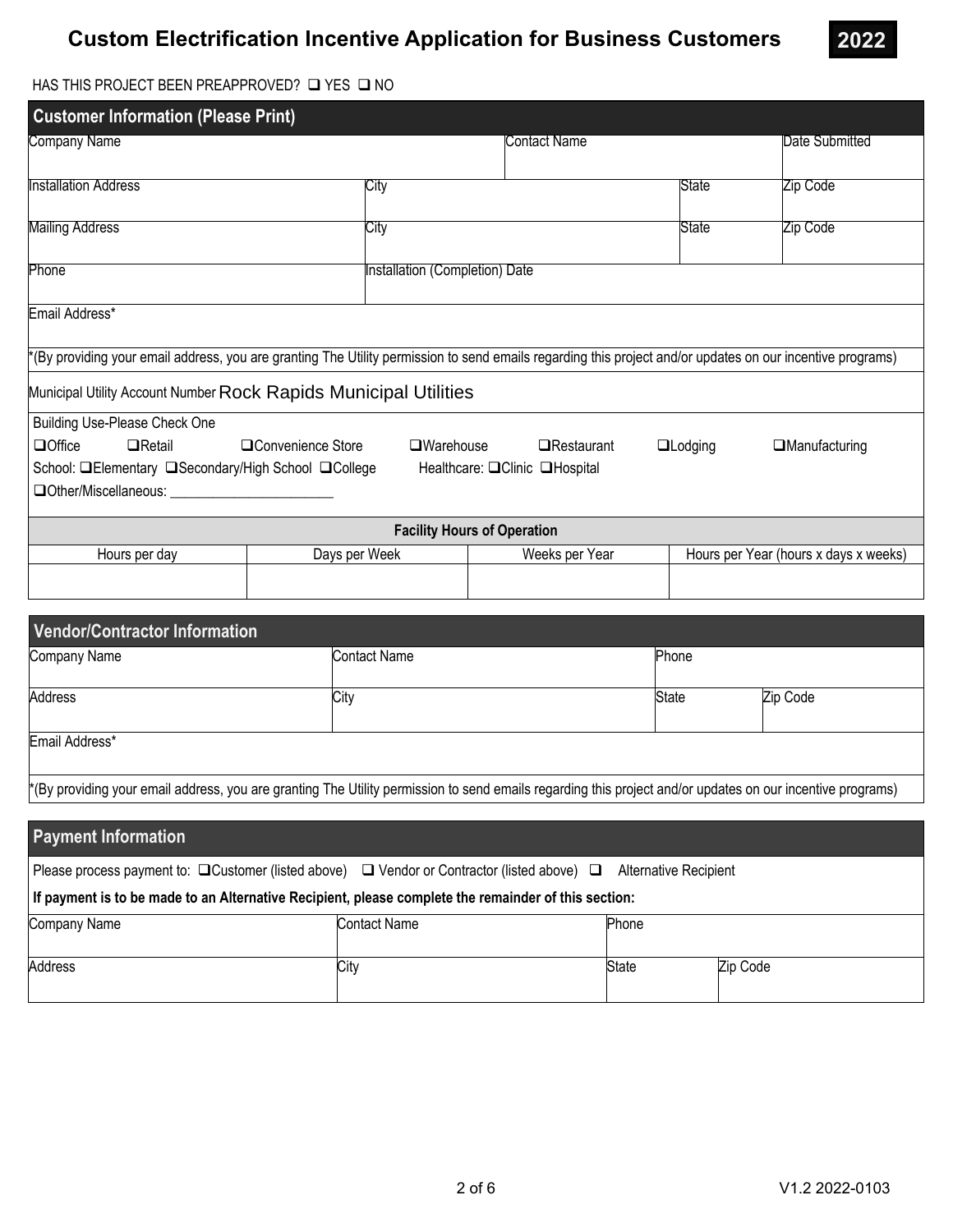# Custom Electrification Incentive Application for Business Customers

**2022**

HAS THIS PROJECT BEEN PREAPPROVED? ❑ YES ❑ NO

## Customer Information (Please Print)

| Company Name | | Contact Name | | Date Submitted |
|---|---|---|---|---|
| Installation Address | City | | State | Zip Code |
| Mailing Address | City | | State | Zip Code |
| Phone | Installation (Completion) Date | | | |
| Email Address* | | | | |

*(By providing your email address, you are granting The Utility permission to send emails regarding this project and/or updates on our incentive programs)

Municipal Utility Account Number Rock Rapids Municipal Utilities

Building Use-Please Check One

❑Office ❑Retail ❑Convenience Store ❑Warehouse ❑Restaurant ❑Lodging ❑Manufacturing

School: ❑Elementary ❑Secondary/High School ❑College Healthcare: ❑Clinic ❑Hospital

❑Other/Miscellaneous: ______________________

**Facility Hours of Operation**

| Hours per day | Days per Week | Weeks per Year | Hours per Year (hours x days x weeks) |
|---|---|---|---|
| | | | |

## Vendor/Contractor Information

| Company Name | Contact Name | Phone | |
|---|---|---|---|
| Address | City | State | Zip Code |
| Email Address* | | | |

*(By providing your email address, you are granting The Utility permission to send emails regarding this project and/or updates on our incentive programs)

## Payment Information

Please process payment to: ❑Customer (listed above) ❑ Vendor or Contractor (listed above) ❑ Alternative Recipient

**If payment is to be made to an Alternative Recipient, please complete the remainder of this section:**

| Company Name | Contact Name | Phone | |
|---|---|---|---|
| Address | City | State | Zip Code |

V1.2 2022-0103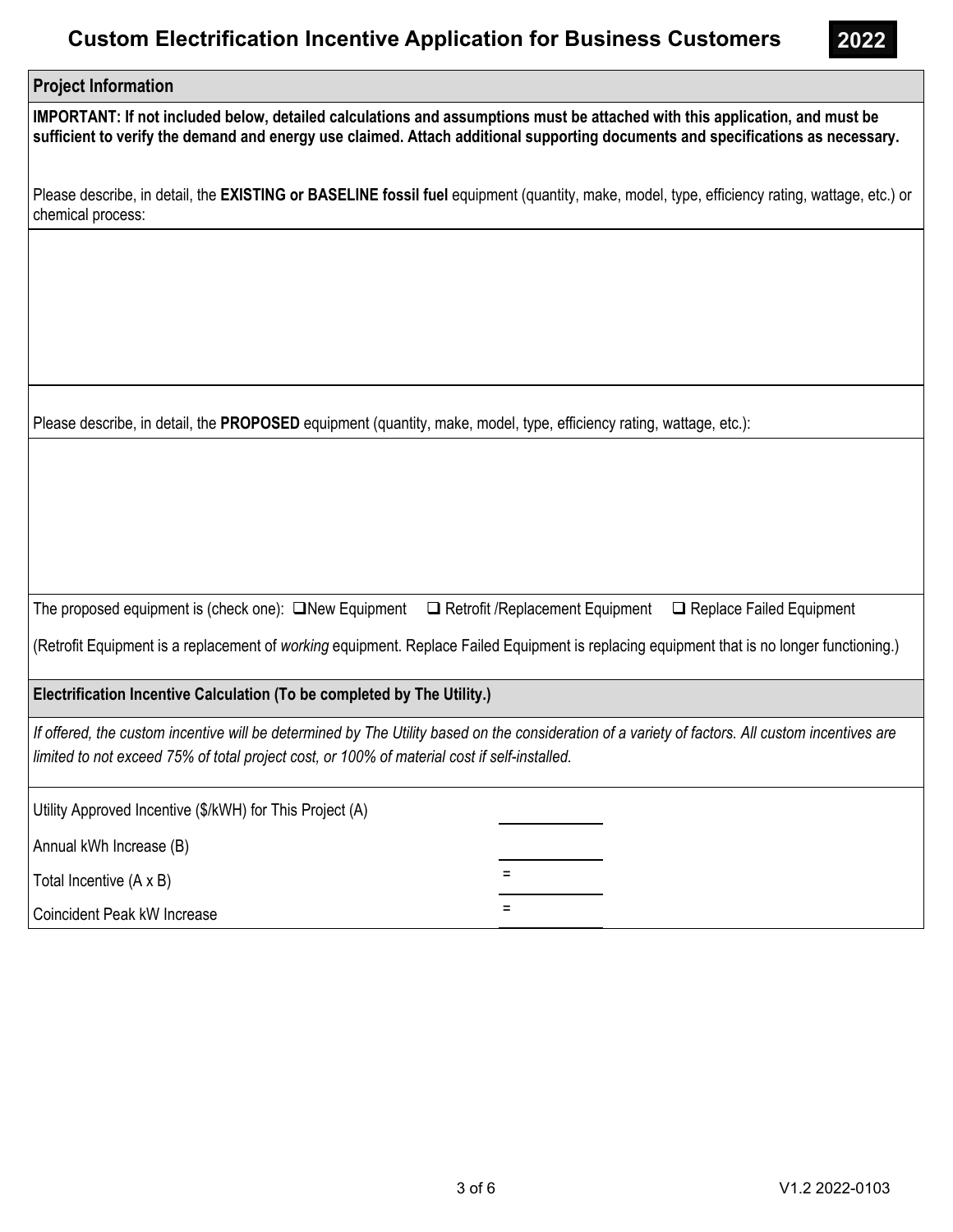# Custom Electrification Incentive Application for Business Customers 2022

## Project Information

**IMPORTANT: If not included below, detailed calculations and assumptions must be attached with this application, and must be sufficient to verify the demand and energy use claimed. Attach additional supporting documents and specifications as necessary.**

Please describe, in detail, the **EXISTING or BASELINE fossil fuel** equipment (quantity, make, model, type, efficiency rating, wattage, etc.) or chemical process:

Please describe, in detail, the **PROPOSED** equipment (quantity, make, model, type, efficiency rating, wattage, etc.):

The proposed equipment is (check one): ❑ New Equipment ❑ Retrofit /Replacement Equipment ❑ Replace Failed Equipment

(Retrofit Equipment is a replacement of *working* equipment. Replace Failed Equipment is replacing equipment that is no longer functioning.)

## Electrification Incentive Calculation (To be completed by The Utility.)

*If offered, the custom incentive will be determined by The Utility based on the consideration of a variety of factors. All custom incentives are limited to not exceed 75% of total project cost, or 100% of material cost if self-installed.*

| | |
|---|---|
| Utility Approved Incentive ($/kWH) for This Project (A) | ________ |
| Annual kWh Increase (B) | ________ |
| Total Incentive (A x B) | = ________ |
| Coincident Peak kW Increase | = ________ |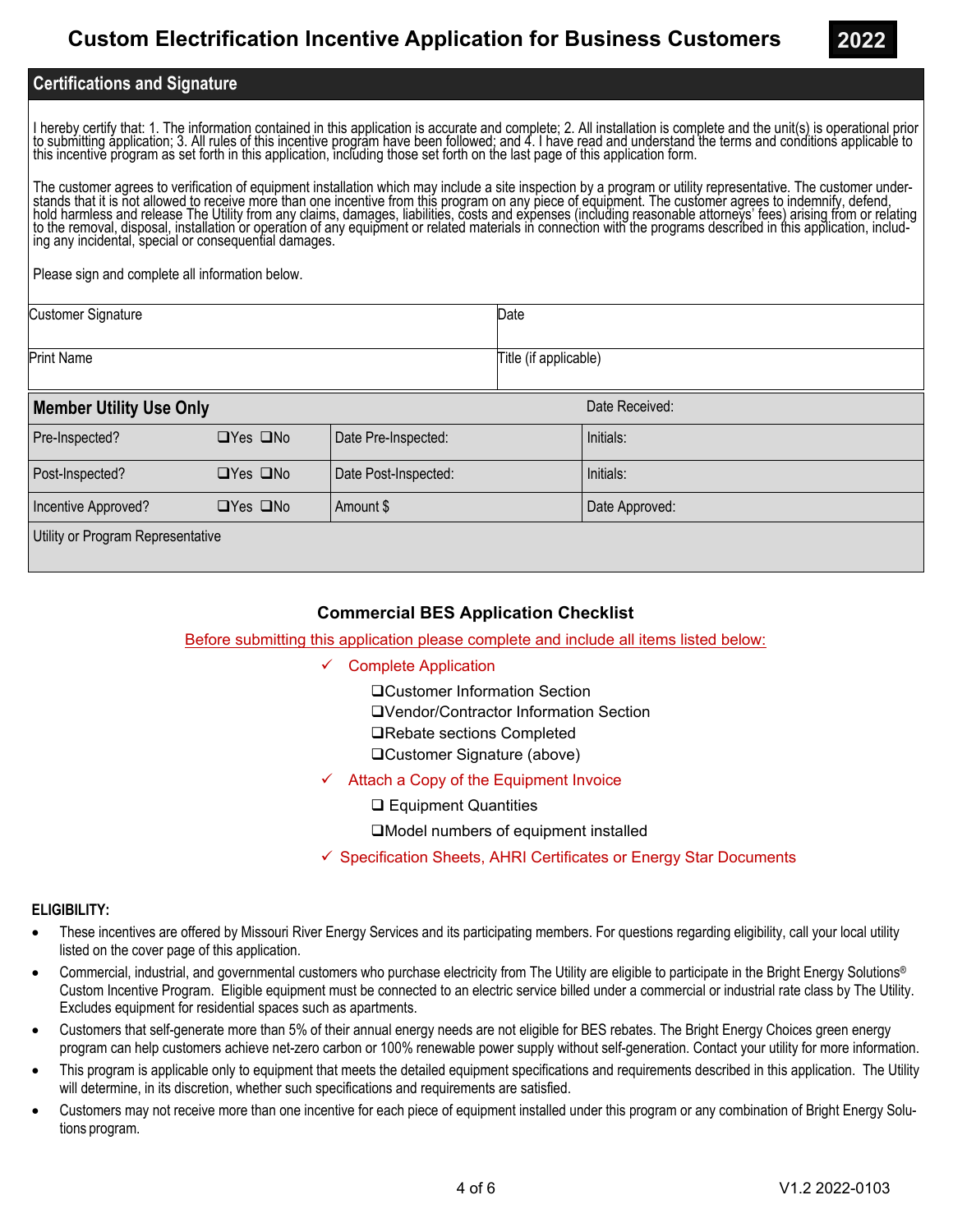# Custom Electrification Incentive Application for Business Customers **2022**

## Certifications and Signature

I hereby certify that: 1. The information contained in this application is accurate and complete; 2. All installation is complete and the unit(s) is operational prior to submitting application; 3. All rules of this incentive program have been followed; and 4. I have read and understand the terms and conditions applicable to this incentive program as set forth in this application, including those set forth on the last page of this application form.

The customer agrees to verification of equipment installation which may include a site inspection by a program or utility representative. The customer understands that it is not allowed to receive more than one incentive from this program on any piece of equipment. The customer agrees to indemnify, defend, hold harmless and release The Utility from any claims, damages, liabilities, costs and expenses (including reasonable attorneys' fees) arising from or relating to the removal, disposal, installation or operation of any equipment or related materials in connection with the programs described in this application, including any incidental, special or consequential damages.

Please sign and complete all information below.

| Customer Signature | Date |
|---|---|
| Print Name | Title (if applicable) |

| **Member Utility Use Only** | | | Date Received: |
|---|---|---|---|
| Pre-Inspected? | ❑Yes ❑No | Date Pre-Inspected: | Initials: |
| Post-Inspected? | ❑Yes ❑No | Date Post-Inspected: | Initials: |
| Incentive Approved? | ❑Yes ❑No | Amount $ | Date Approved: |
| Utility or Program Representative | | | |

### Commercial BES Application Checklist

Before submitting this application please complete and include all items listed below:

- ✓ Complete Application
  - ❑Customer Information Section
  - ❑Vendor/Contractor Information Section
  - ❑Rebate sections Completed
  - ❑Customer Signature (above)
- ✓ Attach a Copy of the Equipment Invoice
  - ❑ Equipment Quantities
  - ❑Model numbers of equipment installed
- ✓ Specification Sheets, AHRI Certificates or Energy Star Documents

**ELIGIBILITY:**

- These incentives are offered by Missouri River Energy Services and its participating members. For questions regarding eligibility, call your local utility listed on the cover page of this application.
- Commercial, industrial, and governmental customers who purchase electricity from The Utility are eligible to participate in the Bright Energy Solutions® Custom Incentive Program. Eligible equipment must be connected to an electric service billed under a commercial or industrial rate class by The Utility. Excludes equipment for residential spaces such as apartments.
- Customers that self-generate more than 5% of their annual energy needs are not eligible for BES rebates. The Bright Energy Choices green energy program can help customers achieve net-zero carbon or 100% renewable power supply without self-generation. Contact your utility for more information.
- This program is applicable only to equipment that meets the detailed equipment specifications and requirements described in this application. The Utility will determine, in its discretion, whether such specifications and requirements are satisfied.
- Customers may not receive more than one incentive for each piece of equipment installed under this program or any combination of Bright Energy Solutions program.

V1.2 2022-0103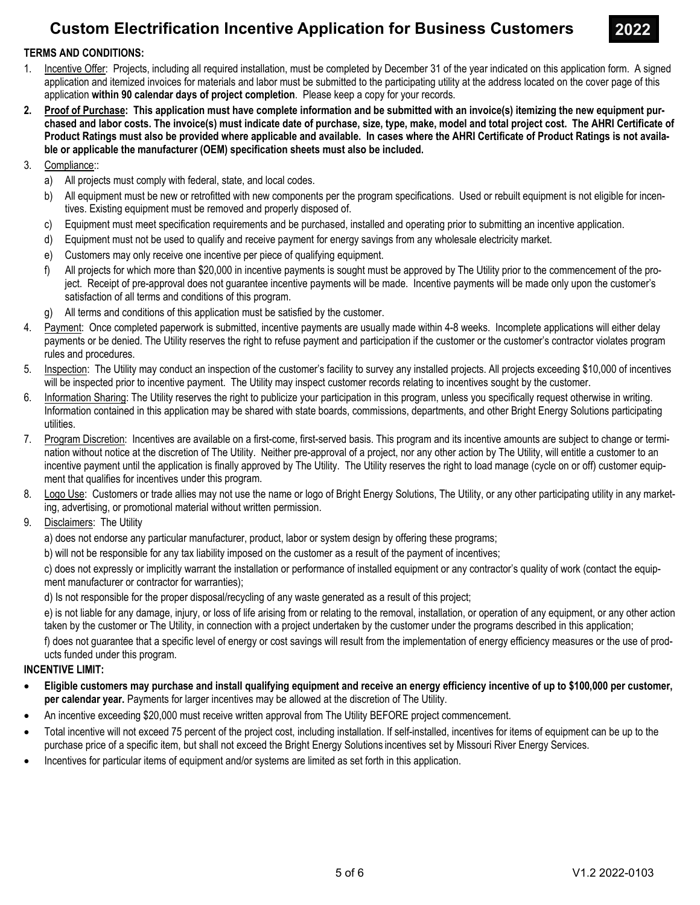# Custom Electrification Incentive Application for Business Customers **2022**

**TERMS AND CONDITIONS:**

1. Incentive Offer: Projects, including all required installation, must be completed by December 31 of the year indicated on this application form. A signed application and itemized invoices for materials and labor must be submitted to the participating utility at the address located on the cover page of this application **within 90 calendar days of project completion**. Please keep a copy for your records.
2. **Proof of Purchase: This application must have complete information and be submitted with an invoice(s) itemizing the new equipment purchased and labor costs. The invoice(s) must indicate date of purchase, size, type, make, model and total project cost. The AHRI Certificate of Product Ratings must also be provided where applicable and available. In cases where the AHRI Certificate of Product Ratings is not available or applicable the manufacturer (OEM) specification sheets must also be included.**
3. Compliance::
   a) All projects must comply with federal, state, and local codes.
   b) All equipment must be new or retrofitted with new components per the program specifications. Used or rebuilt equipment is not eligible for incentives. Existing equipment must be removed and properly disposed of.
   c) Equipment must meet specification requirements and be purchased, installed and operating prior to submitting an incentive application.
   d) Equipment must not be used to qualify and receive payment for energy savings from any wholesale electricity market.
   e) Customers may only receive one incentive per piece of qualifying equipment.
   f) All projects for which more than $20,000 in incentive payments is sought must be approved by The Utility prior to the commencement of the project. Receipt of pre-approval does not guarantee incentive payments will be made. Incentive payments will be made only upon the customer's satisfaction of all terms and conditions of this program.
   g) All terms and conditions of this application must be satisfied by the customer.
4. Payment: Once completed paperwork is submitted, incentive payments are usually made within 4-8 weeks. Incomplete applications will either delay payments or be denied. The Utility reserves the right to refuse payment and participation if the customer or the customer's contractor violates program rules and procedures.
5. Inspection: The Utility may conduct an inspection of the customer's facility to survey any installed projects. All projects exceeding $10,000 of incentives will be inspected prior to incentive payment. The Utility may inspect customer records relating to incentives sought by the customer.
6. Information Sharing: The Utility reserves the right to publicize your participation in this program, unless you specifically request otherwise in writing. Information contained in this application may be shared with state boards, commissions, departments, and other Bright Energy Solutions participating utilities.
7. Program Discretion: Incentives are available on a first-come, first-served basis. This program and its incentive amounts are subject to change or termination without notice at the discretion of The Utility. Neither pre-approval of a project, nor any other action by The Utility, will entitle a customer to an incentive payment until the application is finally approved by The Utility. The Utility reserves the right to load manage (cycle on or off) customer equipment that qualifies for incentives under this program.
8. Logo Use: Customers or trade allies may not use the name or logo of Bright Energy Solutions, The Utility, or any other participating utility in any marketing, advertising, or promotional material without written permission.
9. Disclaimers: The Utility

   a) does not endorse any particular manufacturer, product, labor or system design by offering these programs;

   b) will not be responsible for any tax liability imposed on the customer as a result of the payment of incentives;

   c) does not expressly or implicitly warrant the installation or performance of installed equipment or any contractor's quality of work (contact the equipment manufacturer or contractor for warranties);

   d) Is not responsible for the proper disposal/recycling of any waste generated as a result of this project;

   e) is not liable for any damage, injury, or loss of life arising from or relating to the removal, installation, or operation of any equipment, or any other action taken by the customer or The Utility, in connection with a project undertaken by the customer under the programs described in this application;

   f) does not guarantee that a specific level of energy or cost savings will result from the implementation of energy efficiency measures or the use of products funded under this program.

**INCENTIVE LIMIT:**

- **Eligible customers may purchase and install qualifying equipment and receive an energy efficiency incentive of up to $100,000 per customer, per calendar year.** Payments for larger incentives may be allowed at the discretion of The Utility.
- An incentive exceeding $20,000 must receive written approval from The Utility BEFORE project commencement.
- Total incentive will not exceed 75 percent of the project cost, including installation. If self-installed, incentives for items of equipment can be up to the purchase price of a specific item, but shall not exceed the Bright Energy Solutions incentives set by Missouri River Energy Services.
- Incentives for particular items of equipment and/or systems are limited as set forth in this application.

V1.2 2022-0103